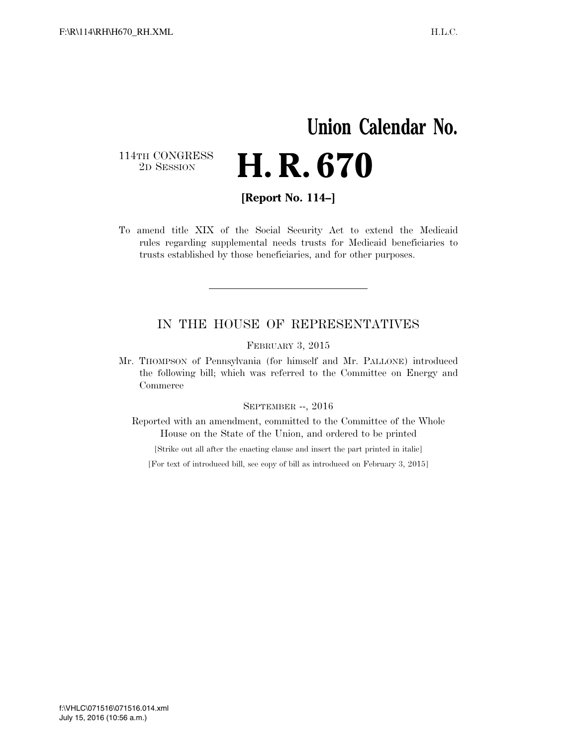# Union Calendar No.

114TH CONGRESS
2D SESSION

# H. R. 670

**[Report No. 114–]**

To amend title XIX of the Social Security Act to extend the Medicaid rules regarding supplemental needs trusts for Medicaid beneficiaries to trusts established by those beneficiaries, and for other purposes.

---

## IN THE HOUSE OF REPRESENTATIVES

FEBRUARY 3, 2015

Mr. THOMPSON of Pennsylvania (for himself and Mr. PALLONE) introduced the following bill; which was referred to the Committee on Energy and Commerce

SEPTEMBER --, 2016

Reported with an amendment, committed to the Committee of the Whole House on the State of the Union, and ordered to be printed

[Strike out all after the enacting clause and insert the part printed in italic]

[For text of introduced bill, see copy of bill as introduced on February 3, 2015]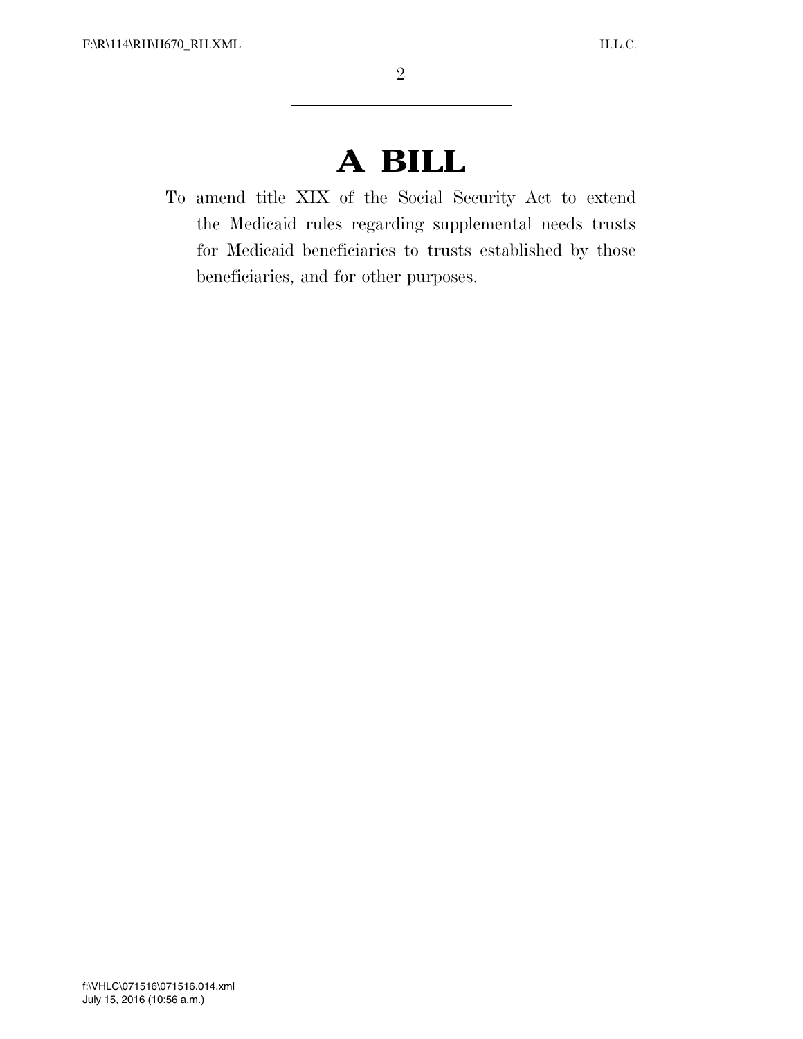# A BILL

To amend title XIX of the Social Security Act to extend the Medicaid rules regarding supplemental needs trusts for Medicaid beneficiaries to trusts established by those beneficiaries, and for other purposes.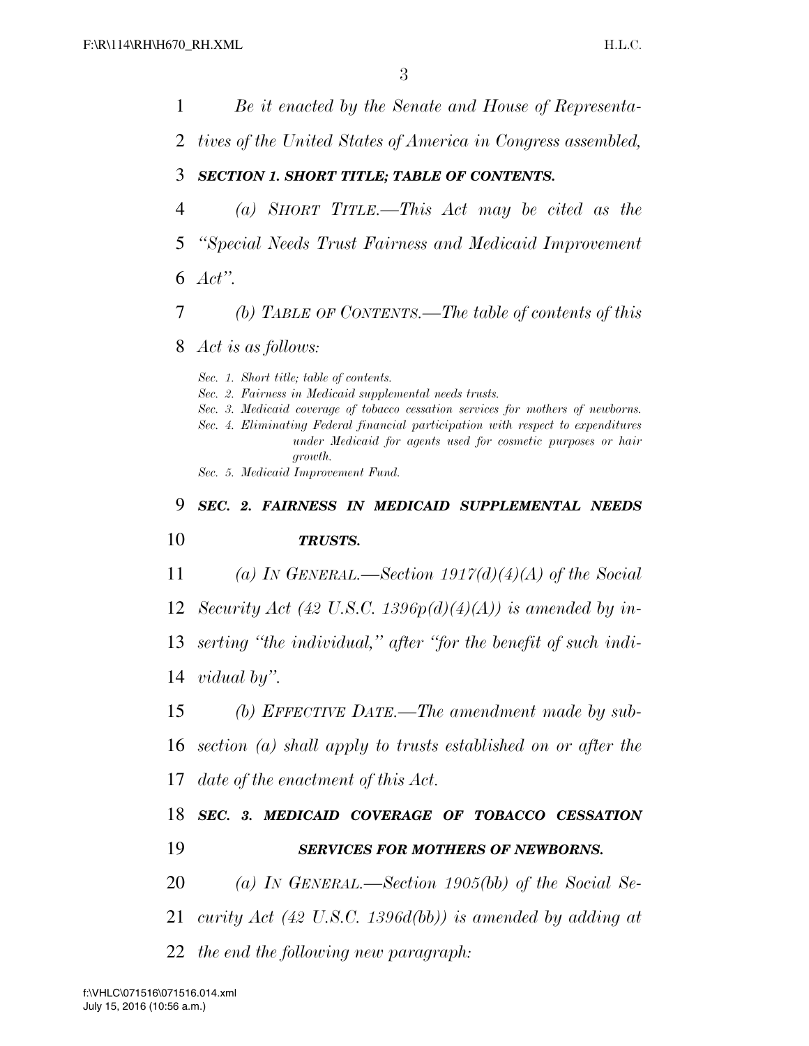*Be it enacted by the Senate and House of Representatives of the United States of America in Congress assembled,*

### ***SECTION 1. SHORT TITLE; TABLE OF CONTENTS.***

*(a) SHORT TITLE.—This Act may be cited as the "Special Needs Trust Fairness and Medicaid Improvement Act".*

*(b) TABLE OF CONTENTS.—The table of contents of this Act is as follows:*

*Sec. 1. Short title; table of contents.*
*Sec. 2. Fairness in Medicaid supplemental needs trusts.*
*Sec. 3. Medicaid coverage of tobacco cessation services for mothers of newborns.*
*Sec. 4. Eliminating Federal financial participation with respect to expenditures under Medicaid for agents used for cosmetic purposes or hair growth.*
*Sec. 5. Medicaid Improvement Fund.*

### ***SEC. 2. FAIRNESS IN MEDICAID SUPPLEMENTAL NEEDS TRUSTS.***

*(a) IN GENERAL.—Section 1917(d)(4)(A) of the Social Security Act (42 U.S.C. 1396p(d)(4)(A)) is amended by inserting "the individual," after "for the benefit of such individual by".*

*(b) EFFECTIVE DATE.—The amendment made by subsection (a) shall apply to trusts established on or after the date of the enactment of this Act.*

### ***SEC. 3. MEDICAID COVERAGE OF TOBACCO CESSATION SERVICES FOR MOTHERS OF NEWBORNS.***

*(a) IN GENERAL.—Section 1905(bb) of the Social Security Act (42 U.S.C. 1396d(bb)) is amended by adding at the end the following new paragraph:*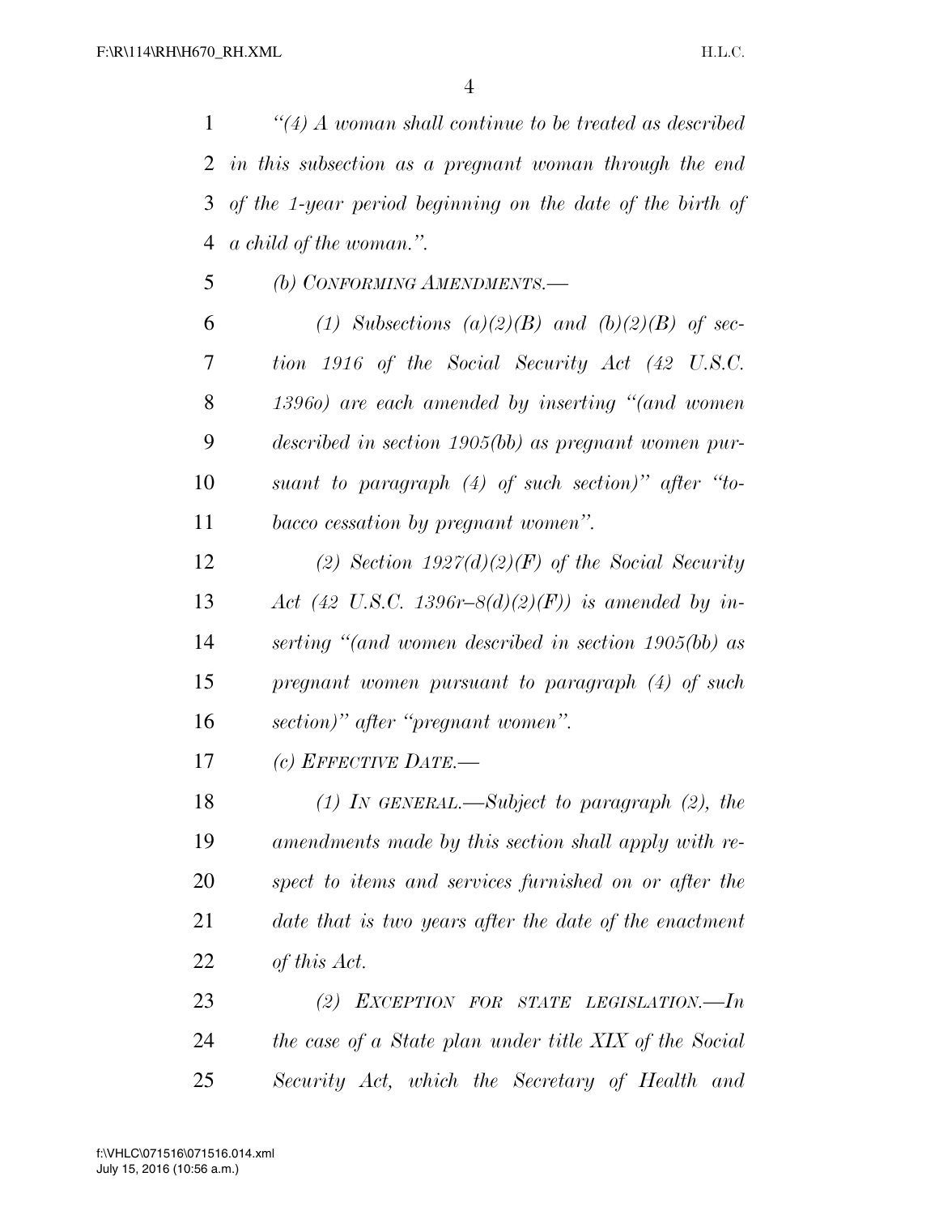*"(4) A woman shall continue to be treated as described in this subsection as a pregnant woman through the end of the 1-year period beginning on the date of the birth of a child of the woman.".*

*(b) CONFORMING AMENDMENTS.—*

*(1) Subsections (a)(2)(B) and (b)(2)(B) of section 1916 of the Social Security Act (42 U.S.C. 1396o) are each amended by inserting "(and women described in section 1905(bb) as pregnant women pursuant to paragraph (4) of such section)" after "tobacco cessation by pregnant women".*

*(2) Section 1927(d)(2)(F) of the Social Security Act (42 U.S.C. 1396r–8(d)(2)(F)) is amended by inserting "(and women described in section 1905(bb) as pregnant women pursuant to paragraph (4) of such section)" after "pregnant women".*

*(c) EFFECTIVE DATE.—*

*(1) IN GENERAL.—Subject to paragraph (2), the amendments made by this section shall apply with respect to items and services furnished on or after the date that is two years after the date of the enactment of this Act.*

*(2) EXCEPTION FOR STATE LEGISLATION.—In the case of a State plan under title XIX of the Social Security Act, which the Secretary of Health and*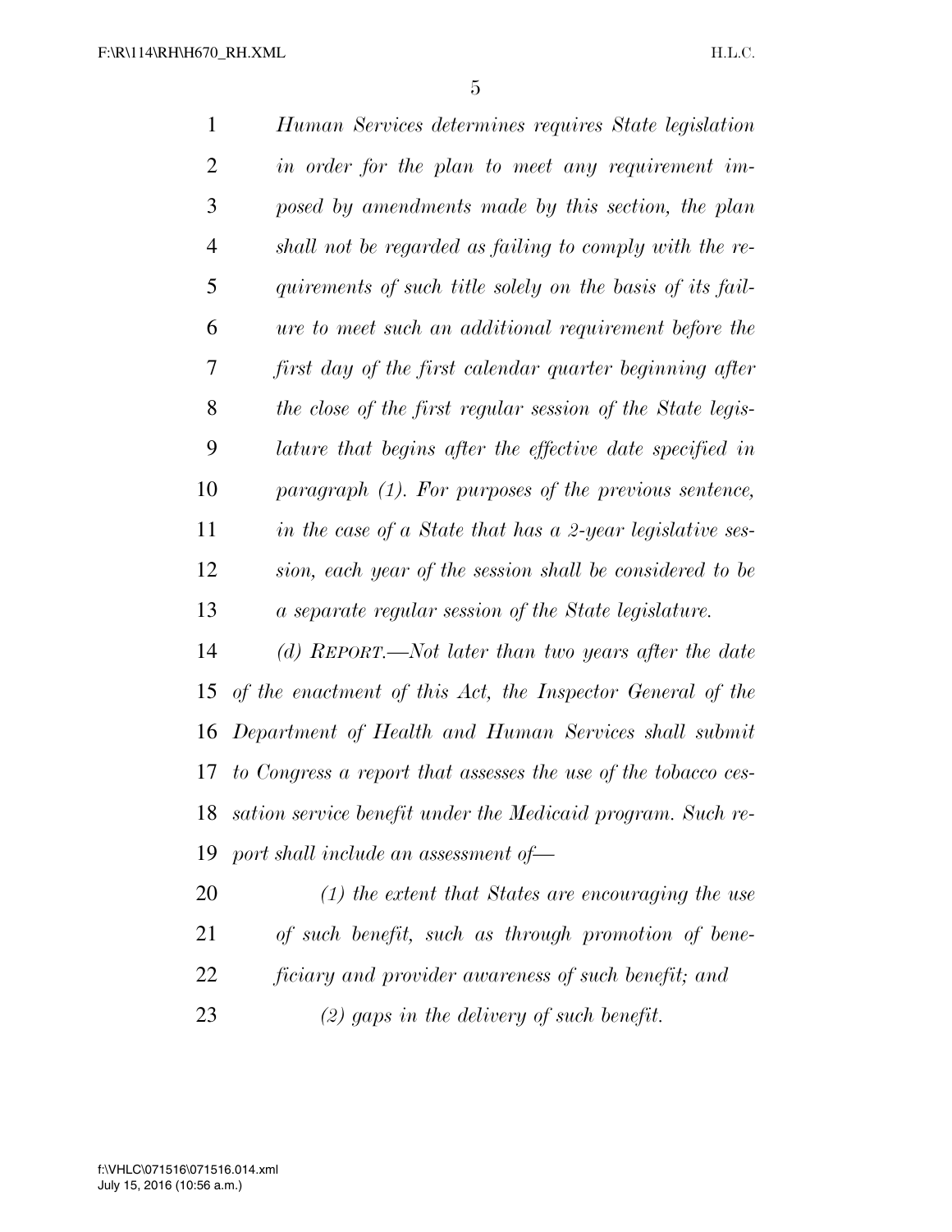*Human Services determines requires State legislation in order for the plan to meet any requirement imposed by amendments made by this section, the plan shall not be regarded as failing to comply with the requirements of such title solely on the basis of its failure to meet such an additional requirement before the first day of the first calendar quarter beginning after the close of the first regular session of the State legislature that begins after the effective date specified in paragraph (1). For purposes of the previous sentence, in the case of a State that has a 2-year legislative session, each year of the session shall be considered to be a separate regular session of the State legislature.*

*(d) REPORT.—Not later than two years after the date of the enactment of this Act, the Inspector General of the Department of Health and Human Services shall submit to Congress a report that assesses the use of the tobacco cessation service benefit under the Medicaid program. Such report shall include an assessment of—*

*(1) the extent that States are encouraging the use of such benefit, such as through promotion of beneficiary and provider awareness of such benefit; and*

*(2) gaps in the delivery of such benefit.*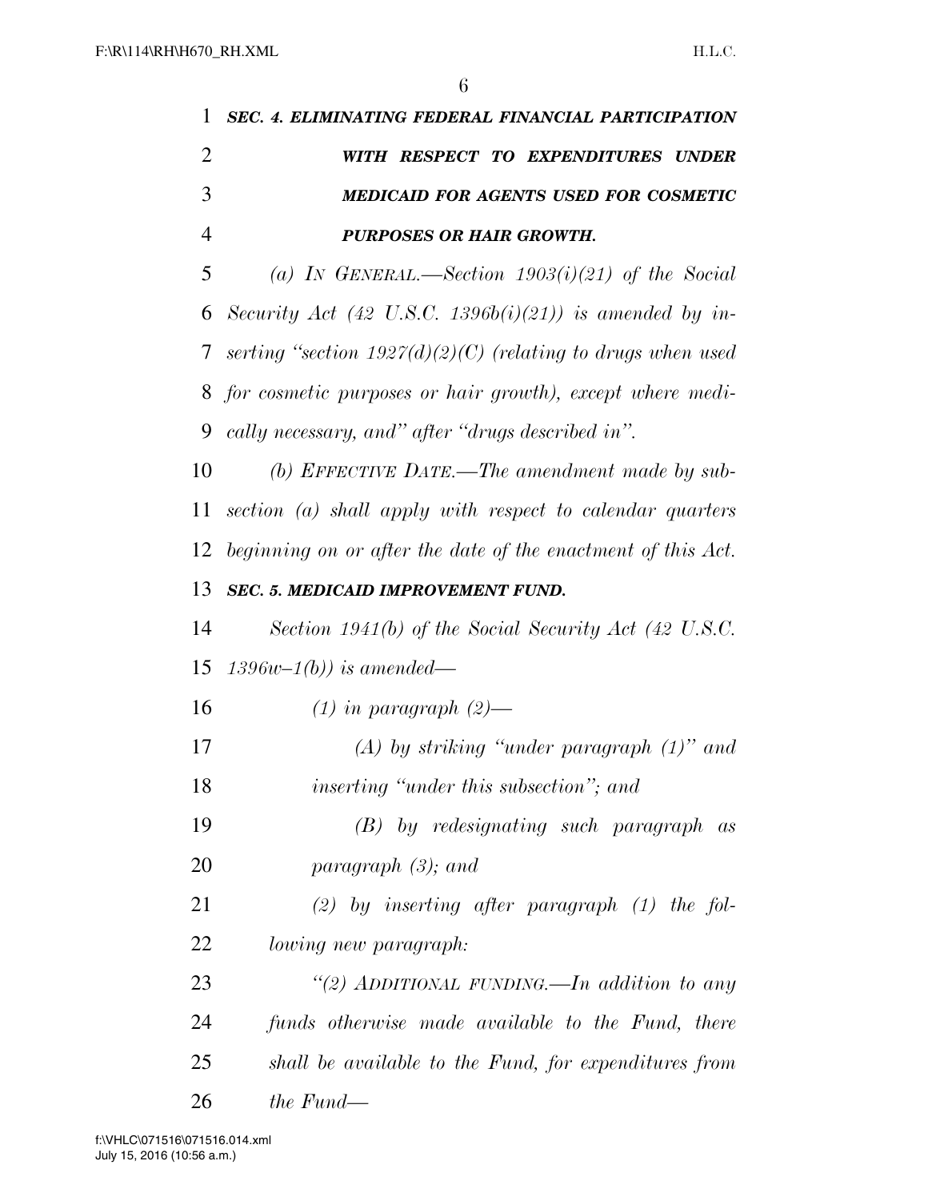***SEC. 4. ELIMINATING FEDERAL FINANCIAL PARTICIPATION WITH RESPECT TO EXPENDITURES UNDER MEDICAID FOR AGENTS USED FOR COSMETIC PURPOSES OR HAIR GROWTH.***

*(a) IN GENERAL.—Section 1903(i)(21) of the Social Security Act (42 U.S.C. 1396b(i)(21)) is amended by inserting "section 1927(d)(2)(C) (relating to drugs when used for cosmetic purposes or hair growth), except where medically necessary, and" after "drugs described in".*

*(b) EFFECTIVE DATE.—The amendment made by subsection (a) shall apply with respect to calendar quarters beginning on or after the date of the enactment of this Act.*

***SEC. 5. MEDICAID IMPROVEMENT FUND.***

*Section 1941(b) of the Social Security Act (42 U.S.C. 1396w–1(b)) is amended—*

*(1) in paragraph (2)—*

*(A) by striking "under paragraph (1)" and inserting "under this subsection"; and*

*(B) by redesignating such paragraph as paragraph (3); and*

*(2) by inserting after paragraph (1) the following new paragraph:*

*"(2) ADDITIONAL FUNDING.—In addition to any funds otherwise made available to the Fund, there shall be available to the Fund, for expenditures from the Fund—*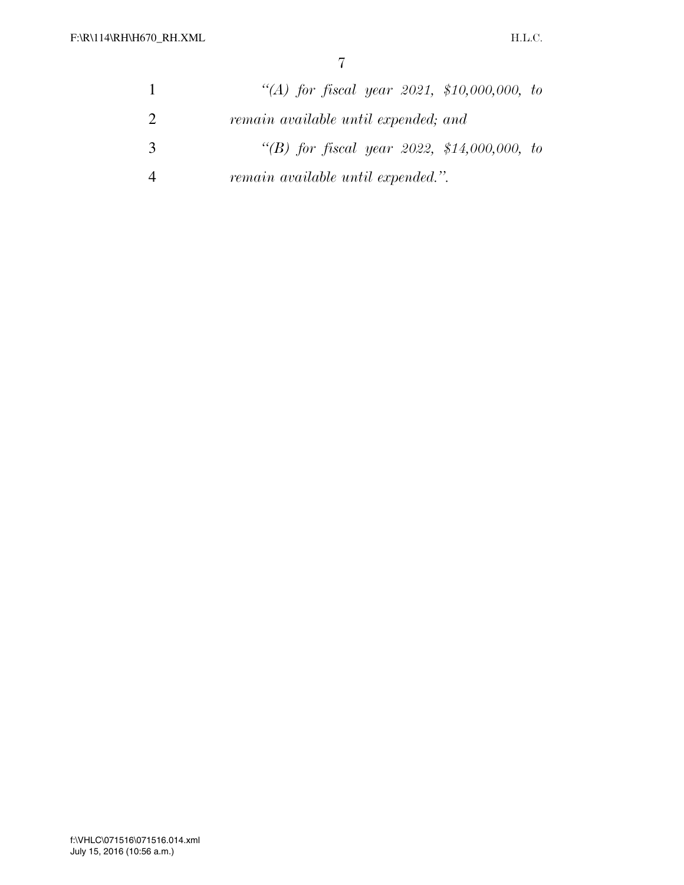*"(A) for fiscal year 2021, $10,000,000, to remain available until expended; and*

*"(B) for fiscal year 2022, $14,000,000, to remain available until expended.".*